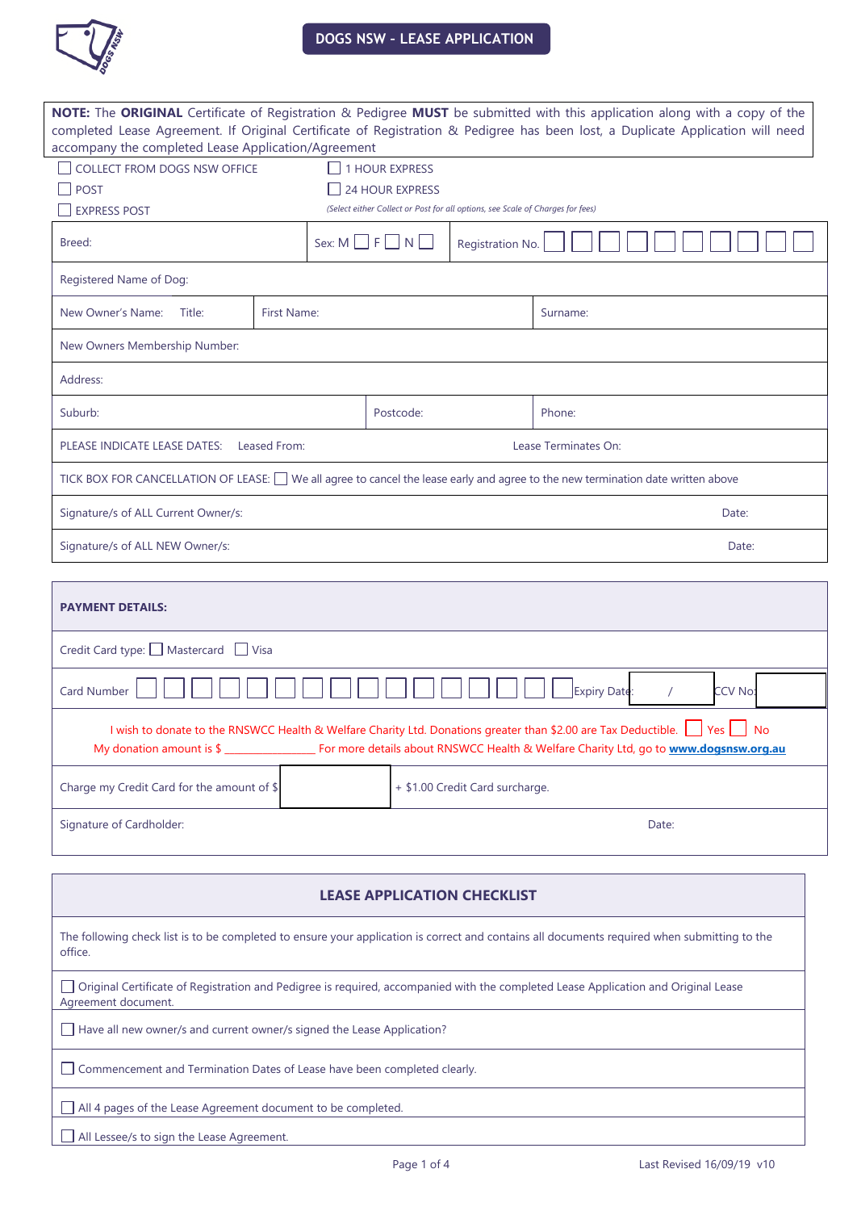# DOGS NSW - LEASE APPLICATION

**NOTE:** The **ORIGINAL** Certificate of Registration & Pedigree **MUST** be submitted with this application along with a copy of the completed Lease Agreement. If Original Certificate of Registration & Pedigree has been lost, a Duplicate Application will need accompany the completed Lease Application/Agreement

- ☐ COLLECT FROM DOGS NSW OFFICE
- ☐ POST
- ☐ EXPRESS POST
- ☐ 1 HOUR EXPRESS
- ☐ 24 HOUR EXPRESS

*(Select either Collect or Post for all options, see Scale of Charges for fees)*

| | | | |
|---|---|---|---|
| Breed: | Sex: M ☐ F ☐ N ☐ | Registration No. ☐☐☐☐☐☐☐☐☐☐ | |
| Registered Name of Dog: | | | |
| New Owner's Name: Title: | First Name: | Surname: | |
| New Owners Membership Number: | | | |
| Address: | | | |
| Suburb: | Postcode: | Phone: | |
| PLEASE INDICATE LEASE DATES: Leased From: | | Lease Terminates On: | |
| TICK BOX FOR CANCELLATION OF LEASE: ☐ We all agree to cancel the lease early and agree to the new termination date written above | | | |
| Signature/s of ALL Current Owner/s: | | | Date: |
| Signature/s of ALL NEW Owner/s: | | | Date: |

| **PAYMENT DETAILS:** | | | |
|---|---|---|---|
| Credit Card type: ☐ Mastercard ☐ Visa | | | |
| Card Number ☐☐☐☐☐☐☐☐☐☐☐☐☐☐☐☐ | Expiry Date: / | CCV No: | |
| I wish to donate to the RNSWCC Health & Welfare Charity Ltd. Donations greater than $2.00 are Tax Deductible. ☐ Yes ☐ No<br>My donation amount is $ ______________ For more details about RNSWCC Health & Welfare Charity Ltd, go to **www.dogsnsw.org.au** | | | |
| Charge my Credit Card for the amount of $ | | + $1.00 Credit Card surcharge. | |
| Signature of Cardholder: | | | Date: |

## LEASE APPLICATION CHECKLIST

The following check list is to be completed to ensure your application is correct and contains all documents required when submitting to the office.

- ☐ Original Certificate of Registration and Pedigree is required, accompanied with the completed Lease Application and Original Lease Agreement document.
- ☐ Have all new owner/s and current owner/s signed the Lease Application?
- ☐ Commencement and Termination Dates of Lease have been completed clearly.
- ☐ All 4 pages of the Lease Agreement document to be completed.
- ☐ All Lessee/s to sign the Lease Agreement.

Last Revised 16/09/19 v10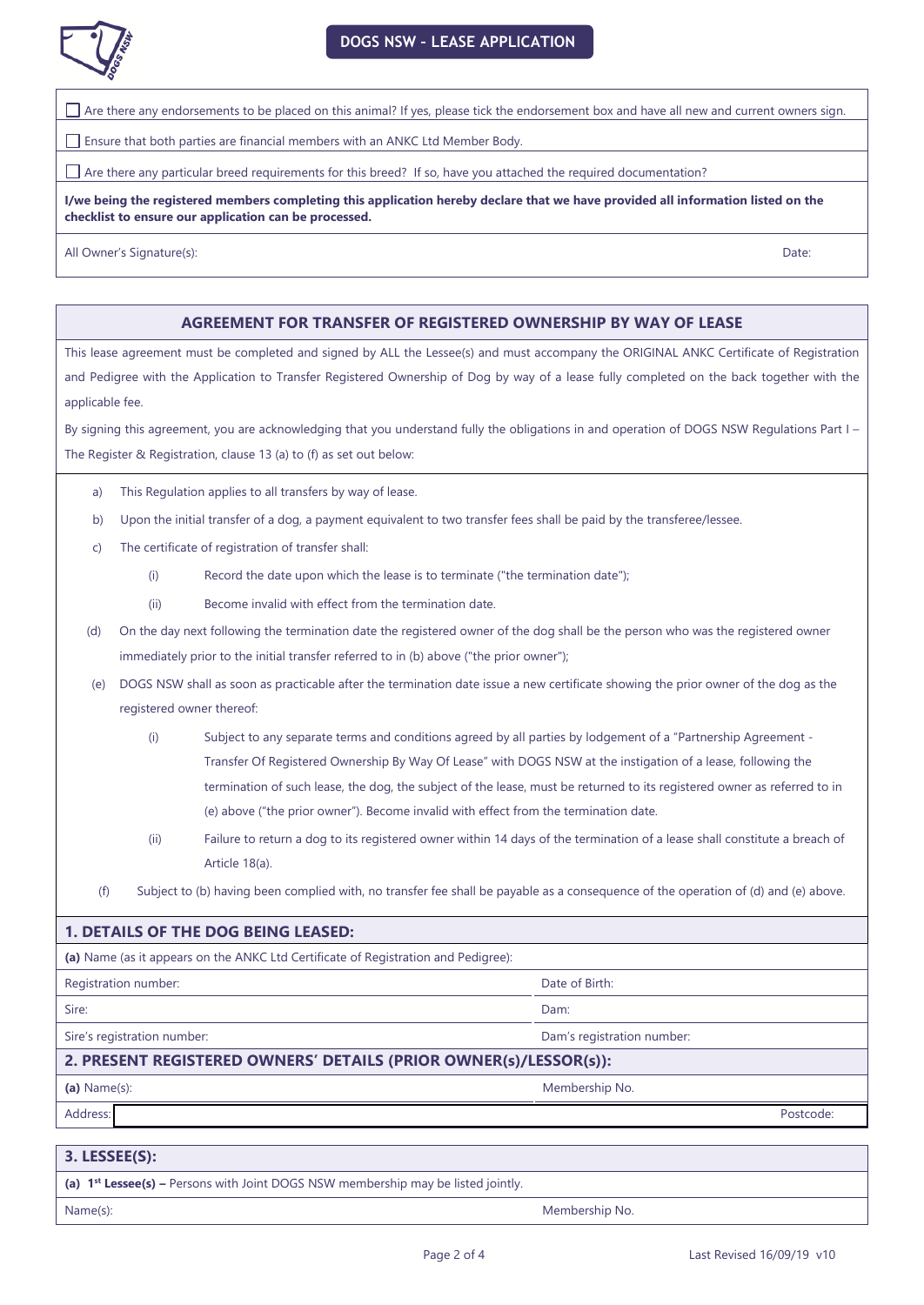# DOGS NSW – LEASE APPLICATION

- [ ] Are there any endorsements to be placed on this animal? If yes, please tick the endorsement box and have all new and current owners sign.
- [ ] Ensure that both parties are financial members with an ANKC Ltd Member Body.
- [ ] Are there any particular breed requirements for this breed? If so, have you attached the required documentation?

**I/we being the registered members completing this application hereby declare that we have provided all information listed on the checklist to ensure our application can be processed.**

| All Owner's Signature(s): | Date: |
|---|---|

## AGREEMENT FOR TRANSFER OF REGISTERED OWNERSHIP BY WAY OF LEASE

This lease agreement must be completed and signed by ALL the Lessee(s) and must accompany the ORIGINAL ANKC Certificate of Registration and Pedigree with the Application to Transfer Registered Ownership of Dog by way of a lease fully completed on the back together with the applicable fee.

By signing this agreement, you are acknowledging that you understand fully the obligations in and operation of DOGS NSW Regulations Part I – The Register & Registration, clause 13 (a) to (f) as set out below:

a) This Regulation applies to all transfers by way of lease.

b) Upon the initial transfer of a dog, a payment equivalent to two transfer fees shall be paid by the transferee/lessee.

c) The certificate of registration of transfer shall:

 (i) Record the date upon which the lease is to terminate ("the termination date");

 (ii) Become invalid with effect from the termination date.

(d) On the day next following the termination date the registered owner of the dog shall be the person who was the registered owner immediately prior to the initial transfer referred to in (b) above ("the prior owner");

(e) DOGS NSW shall as soon as practicable after the termination date issue a new certificate showing the prior owner of the dog as the registered owner thereof:

 (i) Subject to any separate terms and conditions agreed by all parties by lodgement of a "Partnership Agreement - Transfer Of Registered Ownership By Way Of Lease" with DOGS NSW at the instigation of a lease, following the termination of such lease, the dog, the subject of the lease, must be returned to its registered owner as referred to in (e) above ("the prior owner"). Become invalid with effect from the termination date.

 (ii) Failure to return a dog to its registered owner within 14 days of the termination of a lease shall constitute a breach of Article 18(a).

(f) Subject to (b) having been complied with, no transfer fee shall be payable as a consequence of the operation of (d) and (e) above.

## 1. DETAILS OF THE DOG BEING LEASED:

**(a)** Name (as it appears on the ANKC Ltd Certificate of Registration and Pedigree):

| | |
|---|---|
| Registration number: | Date of Birth: |
| Sire: | Dam: |
| Sire's registration number: | Dam's registration number: |

## 2. PRESENT REGISTERED OWNERS' DETAILS (PRIOR OWNER(S)/LESSOR(S)):

| | |
|---|---|
| **(a)** Name(s): | Membership No. |
| Address: | Postcode: |

## 3. LESSEE(S):

**(a) 1st Lessee(s) –** Persons with Joint DOGS NSW membership may be listed jointly.

| | |
|---|---|
| Name(s): | Membership No. |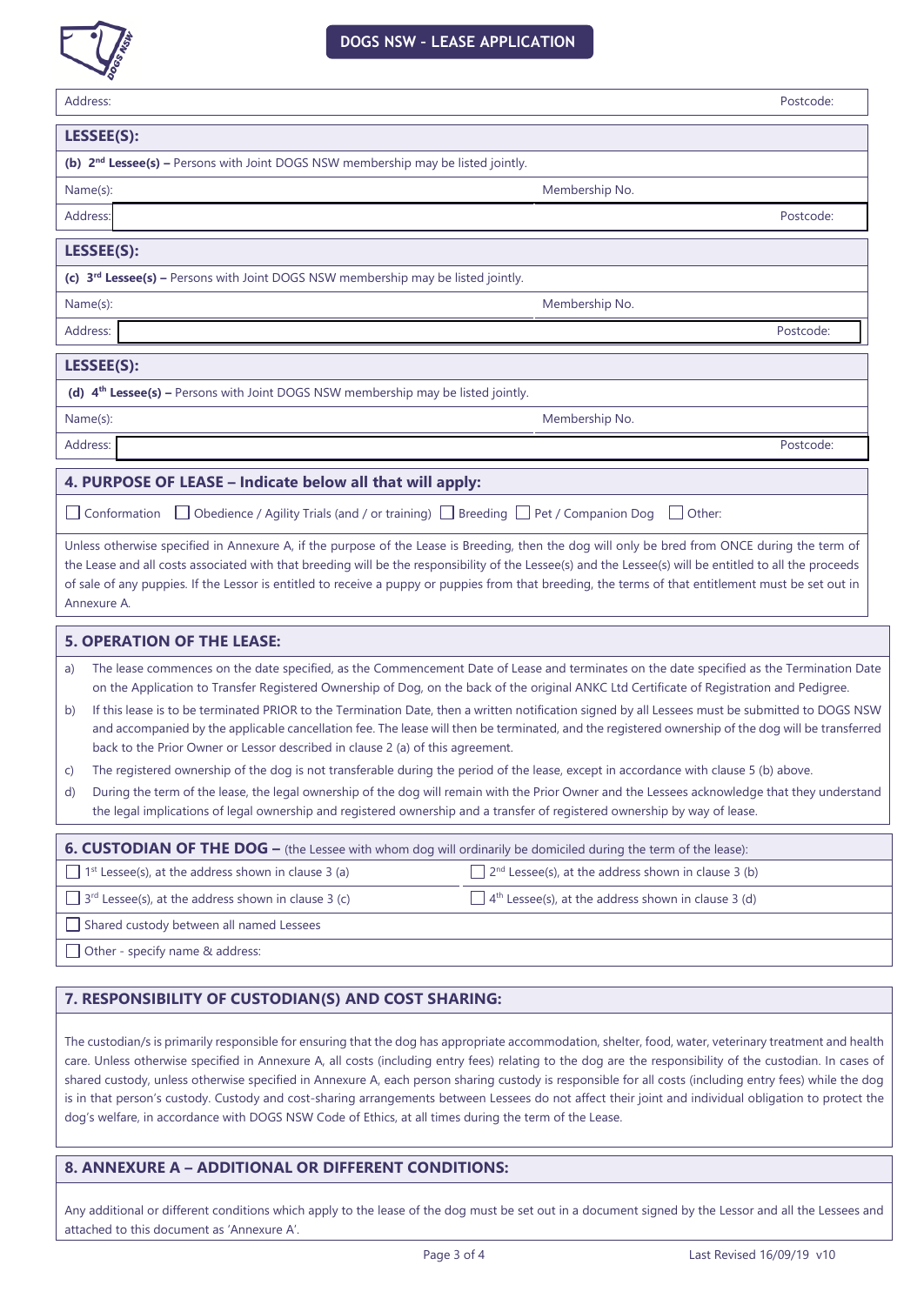# DOGS NSW - LEASE APPLICATION

| Address: | Postcode: |
|---|---|

## LESSEE(S):

**(b) 2nd Lessee(s) –** Persons with Joint DOGS NSW membership may be listed jointly.

| Name(s): | Membership No. |
|---|---|
| Address: | Postcode: |

## LESSEE(S):

**(c) 3rd Lessee(s) –** Persons with Joint DOGS NSW membership may be listed jointly.

| Name(s): | Membership No. |
|---|---|
| Address: | Postcode: |

## LESSEE(S):

**(d) 4th Lessee(s) –** Persons with Joint DOGS NSW membership may be listed jointly.

| Name(s): | Membership No. |
|---|---|
| Address: | Postcode: |

## 4. PURPOSE OF LEASE – Indicate below all that will apply:

☐ Conformation ☐ Obedience / Agility Trials (and / or training) ☐ Breeding ☐ Pet / Companion Dog ☐ Other:

Unless otherwise specified in Annexure A, if the purpose of the Lease is Breeding, then the dog will only be bred from ONCE during the term of the Lease and all costs associated with that breeding will be the responsibility of the Lessee(s) and the Lessee(s) will be entitled to all the proceeds of sale of any puppies. If the Lessor is entitled to receive a puppy or puppies from that breeding, the terms of that entitlement must be set out in Annexure A.

## 5. OPERATION OF THE LEASE:

a) The lease commences on the date specified, as the Commencement Date of Lease and terminates on the date specified as the Termination Date on the Application to Transfer Registered Ownership of Dog, on the back of the original ANKC Ltd Certificate of Registration and Pedigree.

b) If this lease is to be terminated PRIOR to the Termination Date, then a written notification signed by all Lessees must be submitted to DOGS NSW and accompanied by the applicable cancellation fee. The lease will then be terminated, and the registered ownership of the dog will be transferred back to the Prior Owner or Lessor described in clause 2 (a) of this agreement.

c) The registered ownership of the dog is not transferable during the period of the lease, except in accordance with clause 5 (b) above.

d) During the term of the lease, the legal ownership of the dog will remain with the Prior Owner and the Lessees acknowledge that they understand the legal implications of legal ownership and registered ownership and a transfer of registered ownership by way of lease.

## 6. CUSTODIAN OF THE DOG – (the Lessee with whom dog will ordinarily be domiciled during the term of the lease):

| | |
|---|---|
| ☐ 1st Lessee(s), at the address shown in clause 3 (a) | ☐ 2nd Lessee(s), at the address shown in clause 3 (b) |
| ☐ 3rd Lessee(s), at the address shown in clause 3 (c) | ☐ 4th Lessee(s), at the address shown in clause 3 (d) |
| ☐ Shared custody between all named Lessees | |
| ☐ Other - specify name & address: | |

## 7. RESPONSIBILITY OF CUSTODIAN(S) AND COST SHARING:

The custodian/s is primarily responsible for ensuring that the dog has appropriate accommodation, shelter, food, water, veterinary treatment and health care. Unless otherwise specified in Annexure A, all costs (including entry fees) relating to the dog are the responsibility of the custodian. In cases of shared custody, unless otherwise specified in Annexure A, each person sharing custody is responsible for all costs (including entry fees) while the dog is in that person's custody. Custody and cost-sharing arrangements between Lessees do not affect their joint and individual obligation to protect the dog's welfare, in accordance with DOGS NSW Code of Ethics, at all times during the term of the Lease.

## 8. ANNEXURE A – ADDITIONAL OR DIFFERENT CONDITIONS:

Any additional or different conditions which apply to the lease of the dog must be set out in a document signed by the Lessor and all the Lessees and attached to this document as 'Annexure A'.

Last Revised 16/09/19 v10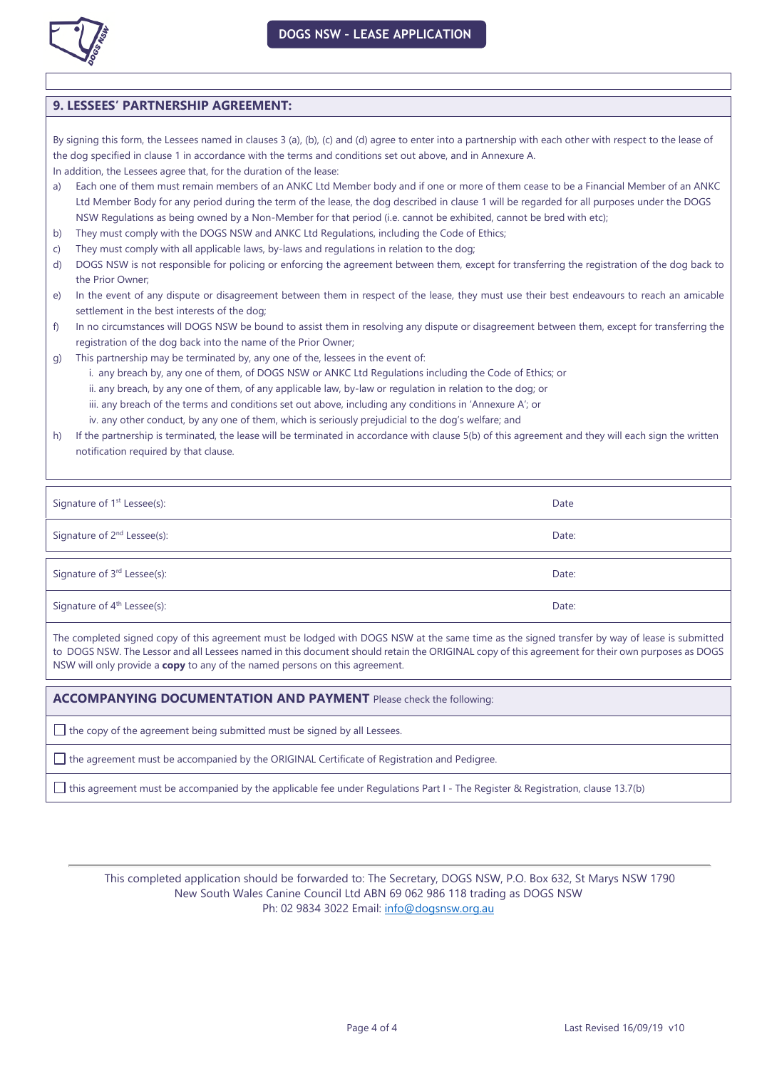# DOGS NSW - LEASE APPLICATION

## 9. LESSEES' PARTNERSHIP AGREEMENT:

By signing this form, the Lessees named in clauses 3 (a), (b), (c) and (d) agree to enter into a partnership with each other with respect to the lease of the dog specified in clause 1 in accordance with the terms and conditions set out above, and in Annexure A.

In addition, the Lessees agree that, for the duration of the lease:

a) Each one of them must remain members of an ANKC Ltd Member body and if one or more of them cease to be a Financial Member of an ANKC Ltd Member Body for any period during the term of the lease, the dog described in clause 1 will be regarded for all purposes under the DOGS NSW Regulations as being owned by a Non-Member for that period (i.e. cannot be exhibited, cannot be bred with etc);
b) They must comply with the DOGS NSW and ANKC Ltd Regulations, including the Code of Ethics;
c) They must comply with all applicable laws, by-laws and regulations in relation to the dog;
d) DOGS NSW is not responsible for policing or enforcing the agreement between them, except for transferring the registration of the dog back to the Prior Owner;
e) In the event of any dispute or disagreement between them in respect of the lease, they must use their best endeavours to reach an amicable settlement in the best interests of the dog;
f) In no circumstances will DOGS NSW be bound to assist them in resolving any dispute or disagreement between them, except for transferring the registration of the dog back into the name of the Prior Owner;
g) This partnership may be terminated by, any one of the, lessees in the event of:
   i. any breach by, any one of them, of DOGS NSW or ANKC Ltd Regulations including the Code of Ethics; or
   ii. any breach, by any one of them, of any applicable law, by-law or regulation in relation to the dog; or
   iii. any breach of the terms and conditions set out above, including any conditions in 'Annexure A'; or
   iv. any other conduct, by any one of them, which is seriously prejudicial to the dog's welfare; and
h) If the partnership is terminated, the lease will be terminated in accordance with clause 5(b) of this agreement and they will each sign the written notification required by that clause.

| | |
|---|---|
| Signature of 1st Lessee(s): | Date |
| Signature of 2nd Lessee(s): | Date: |
| Signature of 3rd Lessee(s): | Date: |
| Signature of 4th Lessee(s): | Date: |

The completed signed copy of this agreement must be lodged with DOGS NSW at the same time as the signed transfer by way of lease is submitted to DOGS NSW. The Lessor and all Lessees named in this document should retain the ORIGINAL copy of this agreement for their own purposes as DOGS NSW will only provide a **copy** to any of the named persons on this agreement.

## ACCOMPANYING DOCUMENTATION AND PAYMENT
Please check the following:

- ☐ the copy of the agreement being submitted must be signed by all Lessees.
- ☐ the agreement must be accompanied by the ORIGINAL Certificate of Registration and Pedigree.
- ☐ this agreement must be accompanied by the applicable fee under Regulations Part I - The Register & Registration, clause 13.7(b)

This completed application should be forwarded to: The Secretary, DOGS NSW, P.O. Box 632, St Marys NSW 1790
New South Wales Canine Council Ltd ABN 69 062 986 118 trading as DOGS NSW
Ph: 02 9834 3022 Email: info@dogsnsw.org.au

Last Revised 16/09/19 v10